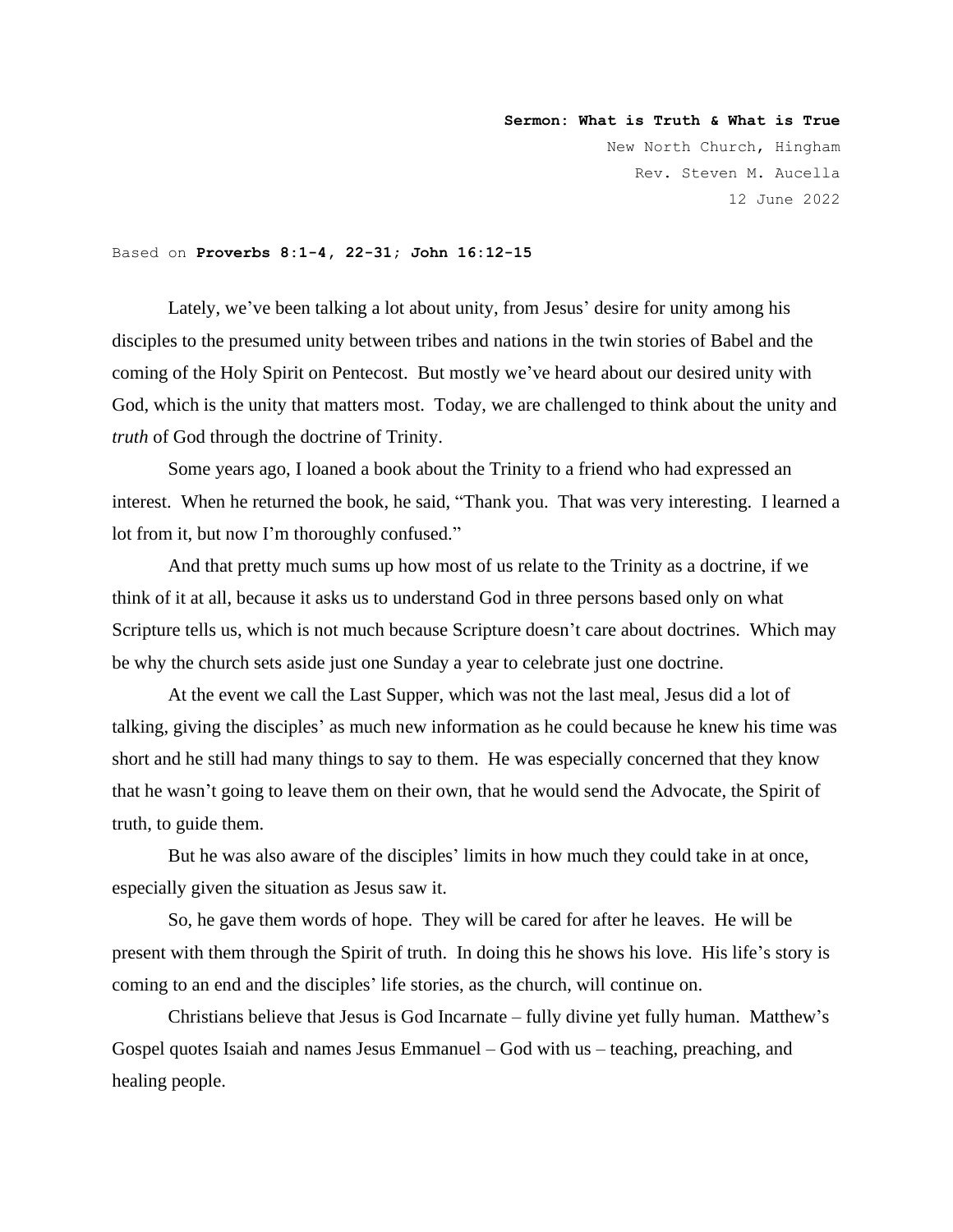**Sermon: What is Truth & What is True**

New North Church, Hingham

Rev. Steven M. Aucella

12 June 2022

Based on **Proverbs 8:1-4, 22-31; John 16:12-15**

Lately, we've been talking a lot about unity, from Jesus' desire for unity among his disciples to the presumed unity between tribes and nations in the twin stories of Babel and the coming of the Holy Spirit on Pentecost. But mostly we've heard about our desired unity with God, which is the unity that matters most. Today, we are challenged to think about the unity and *truth* of God through the doctrine of Trinity.

Some years ago, I loaned a book about the Trinity to a friend who had expressed an interest. When he returned the book, he said, "Thank you. That was very interesting. I learned a lot from it, but now I'm thoroughly confused."

And that pretty much sums up how most of us relate to the Trinity as a doctrine, if we think of it at all, because it asks us to understand God in three persons based only on what Scripture tells us, which is not much because Scripture doesn't care about doctrines. Which may be why the church sets aside just one Sunday a year to celebrate just one doctrine.

At the event we call the Last Supper, which was not the last meal, Jesus did a lot of talking, giving the disciples' as much new information as he could because he knew his time was short and he still had many things to say to them. He was especially concerned that they know that he wasn't going to leave them on their own, that he would send the Advocate, the Spirit of truth, to guide them.

But he was also aware of the disciples' limits in how much they could take in at once, especially given the situation as Jesus saw it.

So, he gave them words of hope. They will be cared for after he leaves. He will be present with them through the Spirit of truth. In doing this he shows his love. His life's story is coming to an end and the disciples' life stories, as the church, will continue on.

Christians believe that Jesus is God Incarnate – fully divine yet fully human. Matthew's Gospel quotes Isaiah and names Jesus Emmanuel – God with us – teaching, preaching, and healing people.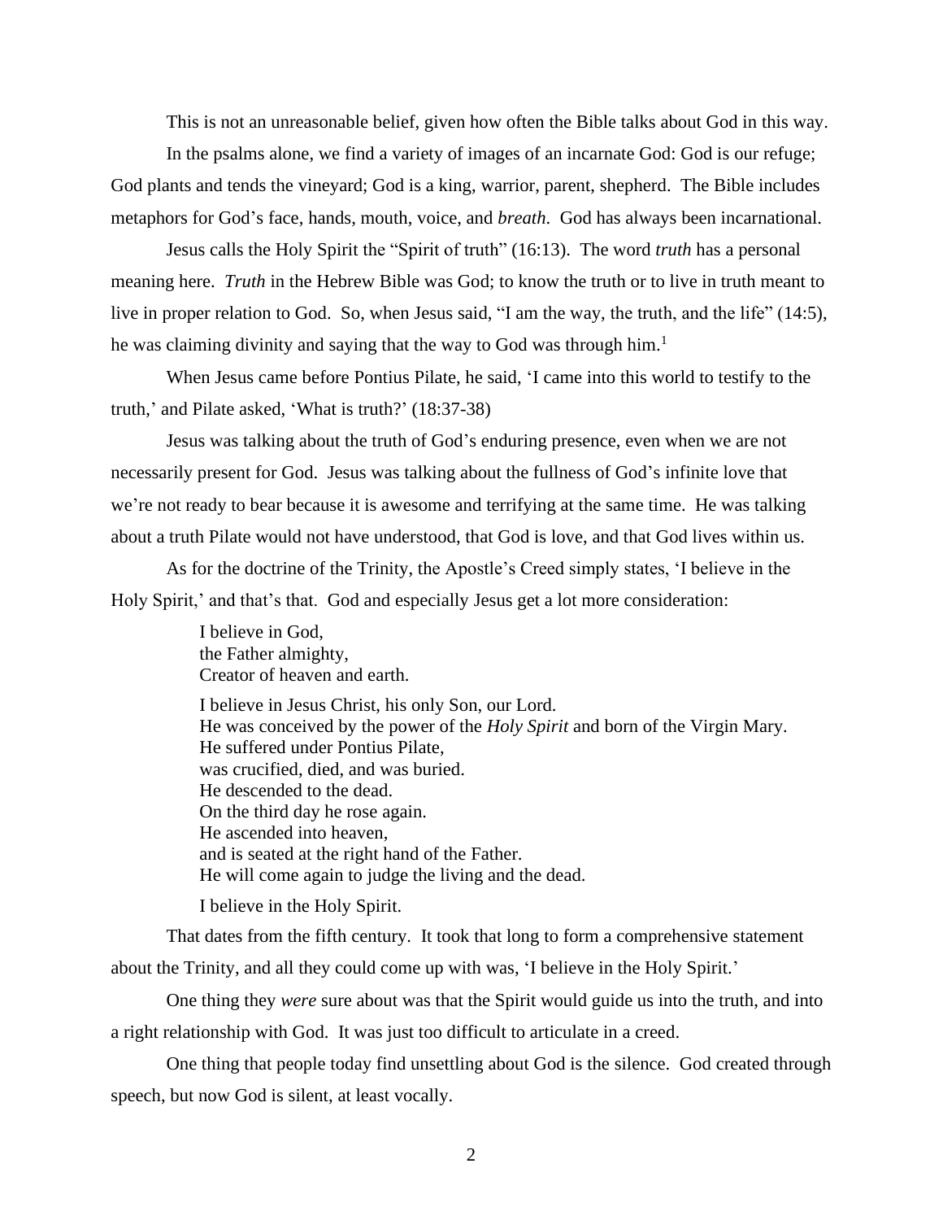This is not an unreasonable belief, given how often the Bible talks about God in this way.

In the psalms alone, we find a variety of images of an incarnate God: God is our refuge; God plants and tends the vineyard; God is a king, warrior, parent, shepherd. The Bible includes metaphors for God's face, hands, mouth, voice, and *breath*. God has always been incarnational.

Jesus calls the Holy Spirit the "Spirit of truth" (16:13). The word *truth* has a personal meaning here. *Truth* in the Hebrew Bible was God; to know the truth or to live in truth meant to live in proper relation to God. So, when Jesus said, "I am the way, the truth, and the life" (14:5), he was claiming divinity and saying that the way to God was through him.[1]

When Jesus came before Pontius Pilate, he said, 'I came into this world to testify to the truth,' and Pilate asked, 'What is truth?' (18:37-38)

Jesus was talking about the truth of God's enduring presence, even when we are not necessarily present for God. Jesus was talking about the fullness of God's infinite love that we're not ready to bear because it is awesome and terrifying at the same time. He was talking about a truth Pilate would not have understood, that God is love, and that God lives within us.

As for the doctrine of the Trinity, the Apostle's Creed simply states, 'I believe in the Holy Spirit,' and that's that. God and especially Jesus get a lot more consideration:

> I believe in God,
> the Father almighty,
> Creator of heaven and earth.
>
> I believe in Jesus Christ, his only Son, our Lord.
> He was conceived by the power of the *Holy Spirit* and born of the Virgin Mary.
> He suffered under Pontius Pilate,
> was crucified, died, and was buried.
> He descended to the dead.
> On the third day he rose again.
> He ascended into heaven,
> and is seated at the right hand of the Father.
> He will come again to judge the living and the dead.
>
> I believe in the Holy Spirit.

That dates from the fifth century. It took that long to form a comprehensive statement about the Trinity, and all they could come up with was, 'I believe in the Holy Spirit.'

One thing they *were* sure about was that the Spirit would guide us into the truth, and into a right relationship with God. It was just too difficult to articulate in a creed.

One thing that people today find unsettling about God is the silence. God created through speech, but now God is silent, at least vocally.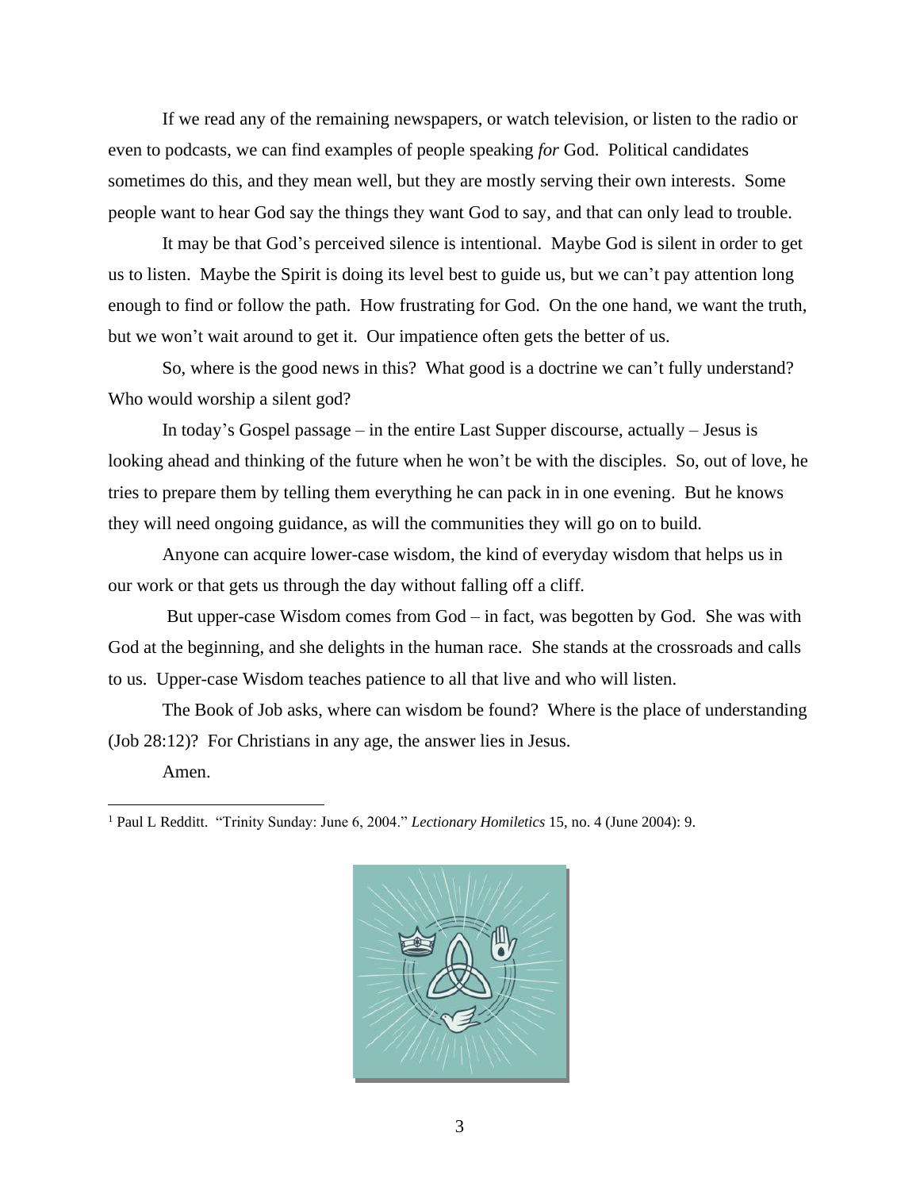If we read any of the remaining newspapers, or watch television, or listen to the radio or even to podcasts, we can find examples of people speaking *for* God. Political candidates sometimes do this, and they mean well, but they are mostly serving their own interests. Some people want to hear God say the things they want God to say, and that can only lead to trouble.

It may be that God's perceived silence is intentional. Maybe God is silent in order to get us to listen. Maybe the Spirit is doing its level best to guide us, but we can't pay attention long enough to find or follow the path. How frustrating for God. On the one hand, we want the truth, but we won't wait around to get it. Our impatience often gets the better of us.

So, where is the good news in this? What good is a doctrine we can't fully understand? Who would worship a silent god?

In today's Gospel passage – in the entire Last Supper discourse, actually – Jesus is looking ahead and thinking of the future when he won't be with the disciples. So, out of love, he tries to prepare them by telling them everything he can pack in in one evening. But he knows they will need ongoing guidance, as will the communities they will go on to build.

Anyone can acquire lower-case wisdom, the kind of everyday wisdom that helps us in our work or that gets us through the day without falling off a cliff.

But upper-case Wisdom comes from God – in fact, was begotten by God. She was with God at the beginning, and she delights in the human race. She stands at the crossroads and calls to us. Upper-case Wisdom teaches patience to all that live and who will listen.

The Book of Job asks, where can wisdom be found? Where is the place of understanding (Job 28:12)? For Christians in any age, the answer lies in Jesus.

Amen.

---

[1] Paul L Redditt. "Trinity Sunday: June 6, 2004." *Lectionary Homiletics* 15, no. 4 (June 2004): 9.